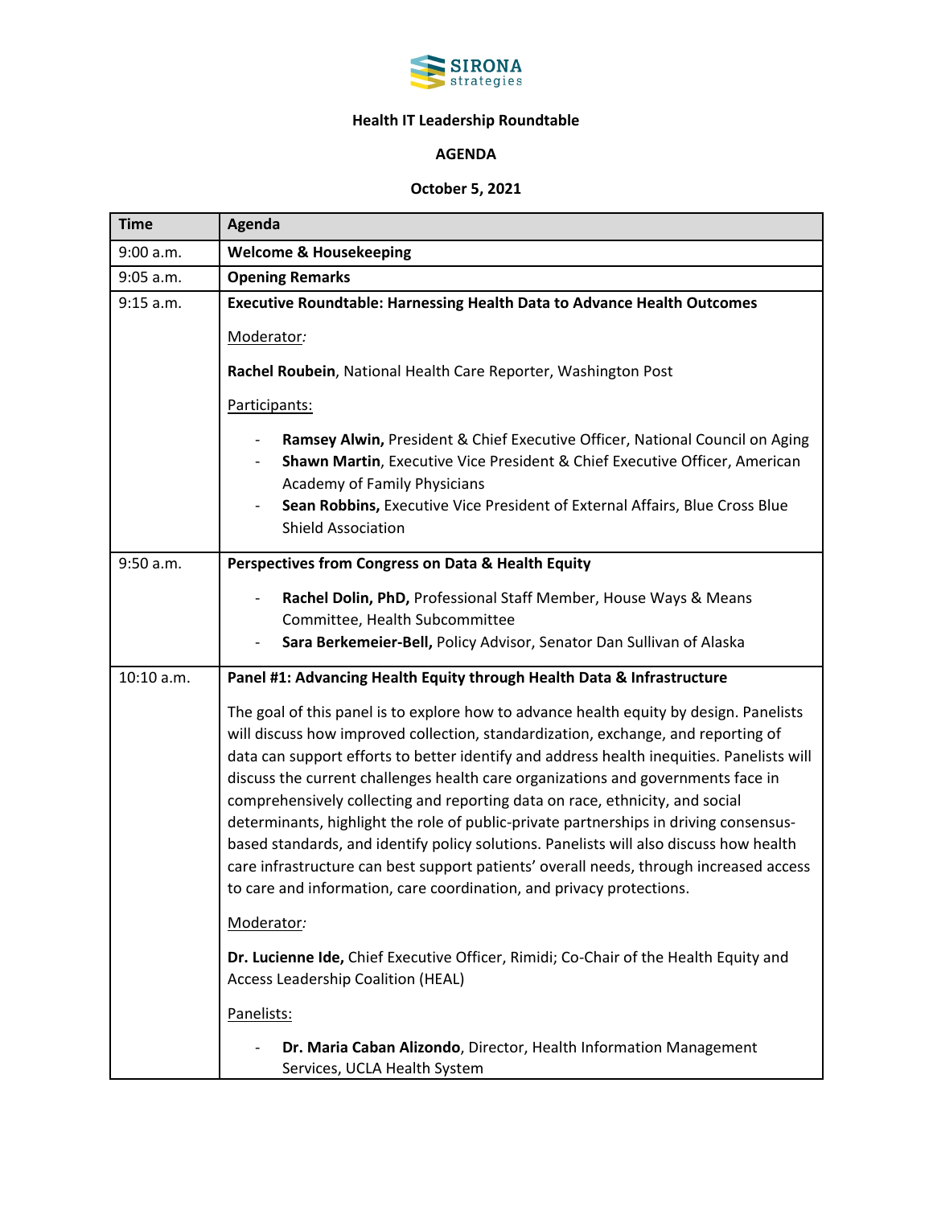SIRONA strategies

**Health IT Leadership Roundtable**

**AGENDA**

**October 5, 2021**

| Time | Agenda |
| --- | --- |
| 9:00 a.m. | **Welcome & Housekeeping** |
| 9:05 a.m. | **Opening Remarks** |
| 9:15 a.m. | **Executive Roundtable: Harnessing Health Data to Advance Health Outcomes**<br><br>Moderator:<br><br>**Rachel Roubein**, National Health Care Reporter, Washington Post<br><br>Participants:<br><br>- **Ramsey Alwin,** President & Chief Executive Officer, National Council on Aging<br>- **Shawn Martin**, Executive Vice President & Chief Executive Officer, American Academy of Family Physicians<br>- **Sean Robbins,** Executive Vice President of External Affairs, Blue Cross Blue Shield Association |
| 9:50 a.m. | **Perspectives from Congress on Data & Health Equity**<br><br>- **Rachel Dolin, PhD,** Professional Staff Member, House Ways & Means Committee, Health Subcommittee<br>- **Sara Berkemeier-Bell,** Policy Advisor, Senator Dan Sullivan of Alaska |
| 10:10 a.m. | **Panel #1: Advancing Health Equity through Health Data & Infrastructure**<br><br>The goal of this panel is to explore how to advance health equity by design. Panelists will discuss how improved collection, standardization, exchange, and reporting of data can support efforts to better identify and address health inequities. Panelists will discuss the current challenges health care organizations and governments face in comprehensively collecting and reporting data on race, ethnicity, and social determinants, highlight the role of public-private partnerships in driving consensus-based standards, and identify policy solutions. Panelists will also discuss how health care infrastructure can best support patients' overall needs, through increased access to care and information, care coordination, and privacy protections.<br><br>Moderator:<br><br>**Dr. Lucienne Ide,** Chief Executive Officer, Rimidi; Co-Chair of the Health Equity and Access Leadership Coalition (HEAL)<br><br>Panelists:<br><br>- **Dr. Maria Caban Alizondo**, Director, Health Information Management Services, UCLA Health System |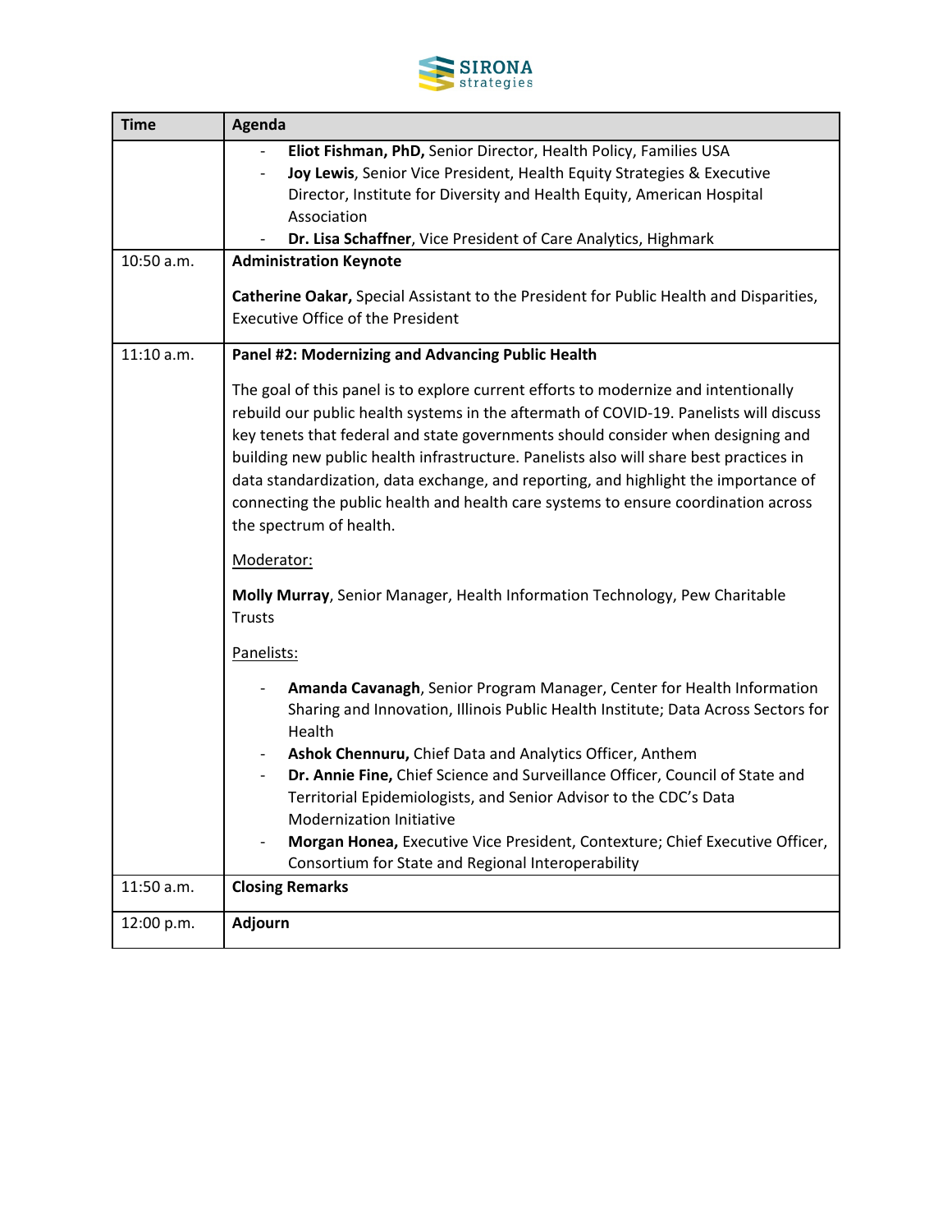| Time | Agenda |
| --- | --- |
| | - **Eliot Fishman, PhD,** Senior Director, Health Policy, Families USA<br>- **Joy Lewis**, Senior Vice President, Health Equity Strategies & Executive Director, Institute for Diversity and Health Equity, American Hospital Association<br>- **Dr. Lisa Schaffner**, Vice President of Care Analytics, Highmark |
| 10:50 a.m. | **Administration Keynote**<br><br>**Catherine Oakar,** Special Assistant to the President for Public Health and Disparities, Executive Office of the President |
| 11:10 a.m. | **Panel #2: Modernizing and Advancing Public Health**<br><br>The goal of this panel is to explore current efforts to modernize and intentionally rebuild our public health systems in the aftermath of COVID-19. Panelists will discuss key tenets that federal and state governments should consider when designing and building new public health infrastructure. Panelists also will share best practices in data standardization, data exchange, and reporting, and highlight the importance of connecting the public health and health care systems to ensure coordination across the spectrum of health.<br><br><u>Moderator:</u><br><br>**Molly Murray**, Senior Manager, Health Information Technology, Pew Charitable Trusts<br><br><u>Panelists:</u><br><br>- **Amanda Cavanagh**, Senior Program Manager, Center for Health Information Sharing and Innovation, Illinois Public Health Institute; Data Across Sectors for Health<br>- **Ashok Chennuru,** Chief Data and Analytics Officer, Anthem<br>- **Dr. Annie Fine,** Chief Science and Surveillance Officer, Council of State and Territorial Epidemiologists, and Senior Advisor to the CDC's Data Modernization Initiative<br>- **Morgan Honea,** Executive Vice President, Contexture; Chief Executive Officer, Consortium for State and Regional Interoperability |
| 11:50 a.m. | **Closing Remarks** |
| 12:00 p.m. | **Adjourn** |